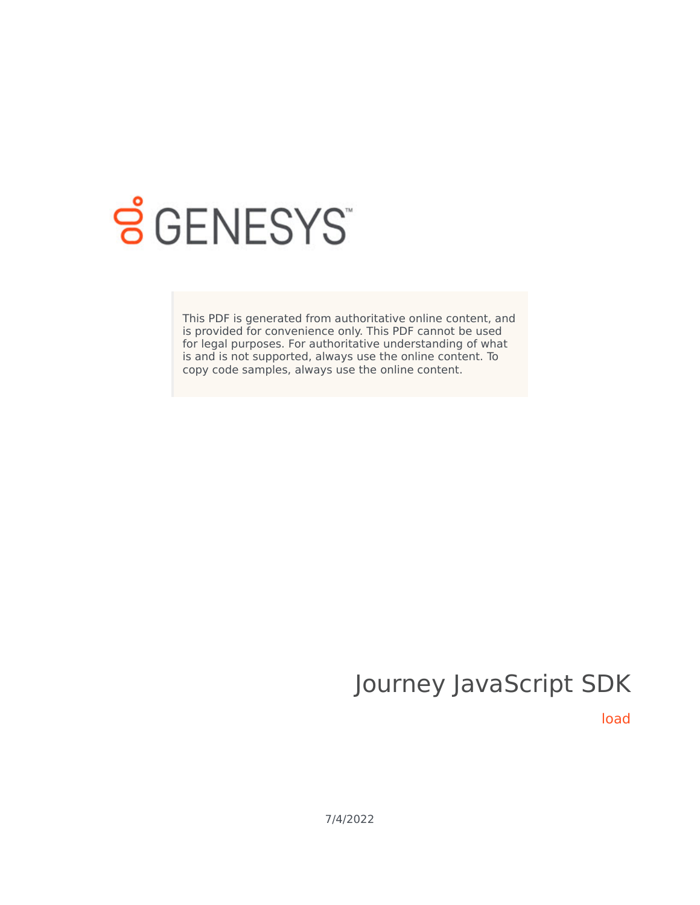GENESYS

This PDF is generated from authoritative online content, and is provided for convenience only. This PDF cannot be used for legal purposes. For authoritative understanding of what is and is not supported, always use the online content. To copy code samples, always use the online content.

# Journey JavaScript SDK

load

7/4/2022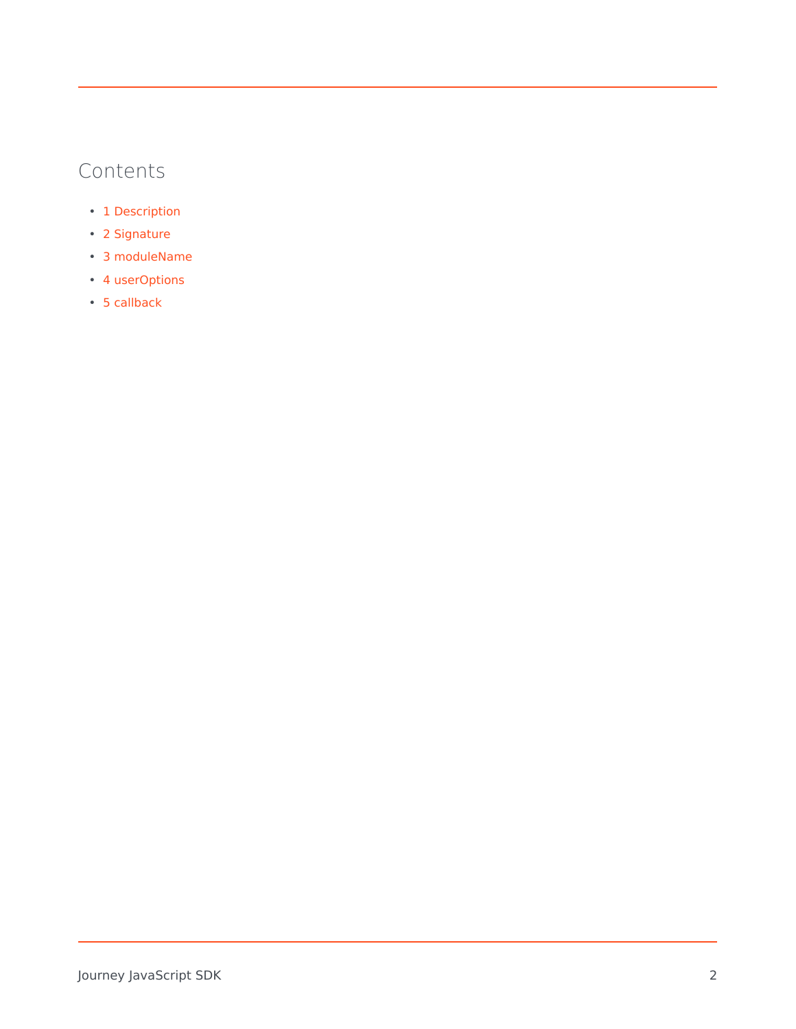## Contents

- 1 Description
- 2 Signature
- 3 moduleName
- 4 userOptions
- 5 callback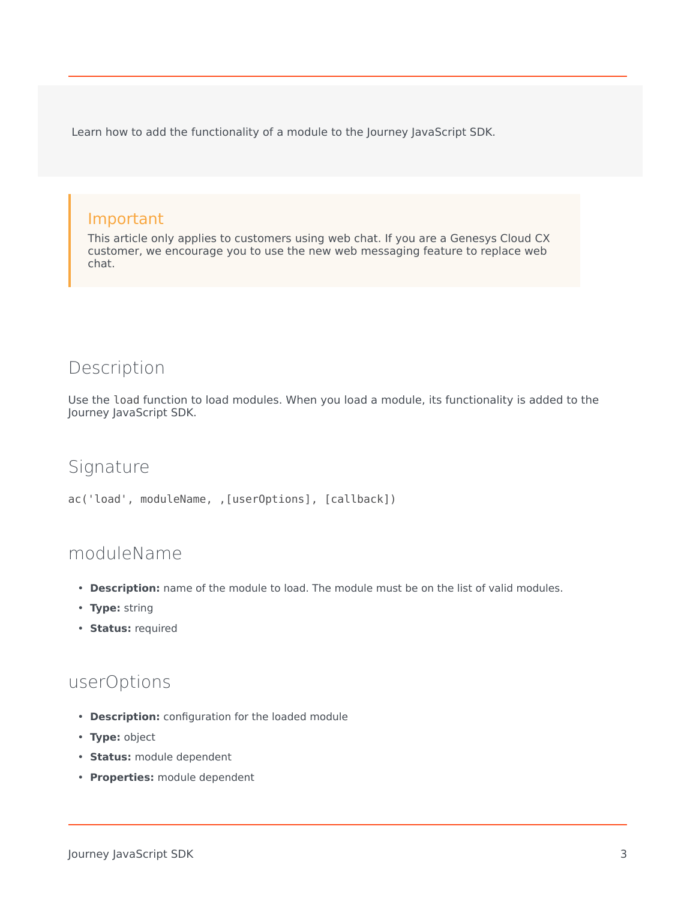Learn how to add the functionality of a module to the Journey JavaScript SDK.

> **Important**
> This article only applies to customers using web chat. If you are a Genesys Cloud CX customer, we encourage you to use the new web messaging feature to replace web chat.

## Description

Use the `load` function to load modules. When you load a module, its functionality is added to the Journey JavaScript SDK.

## Signature

```
ac('load', moduleName, ,[userOptions], [callback])
```

## moduleName

- **Description:** name of the module to load. The module must be on the list of valid modules.
- **Type:** string
- **Status:** required

## userOptions

- **Description:** configuration for the loaded module
- **Type:** object
- **Status:** module dependent
- **Properties:** module dependent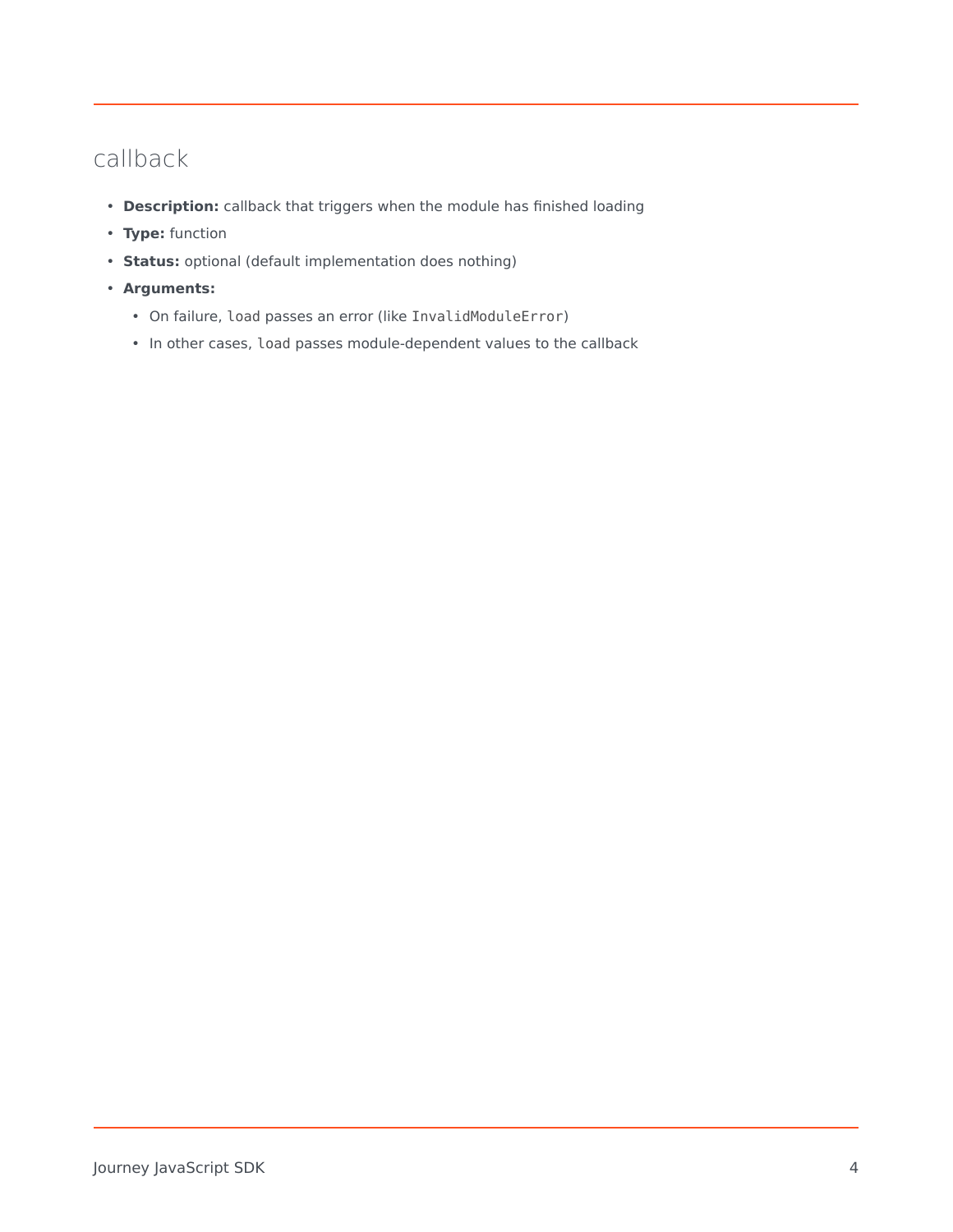## callback

- **Description:** callback that triggers when the module has finished loading
- **Type:** function
- **Status:** optional (default implementation does nothing)
- **Arguments:**
  - On failure, `load` passes an error (like `InvalidModuleError`)
  - In other cases, `load` passes module-dependent values to the callback